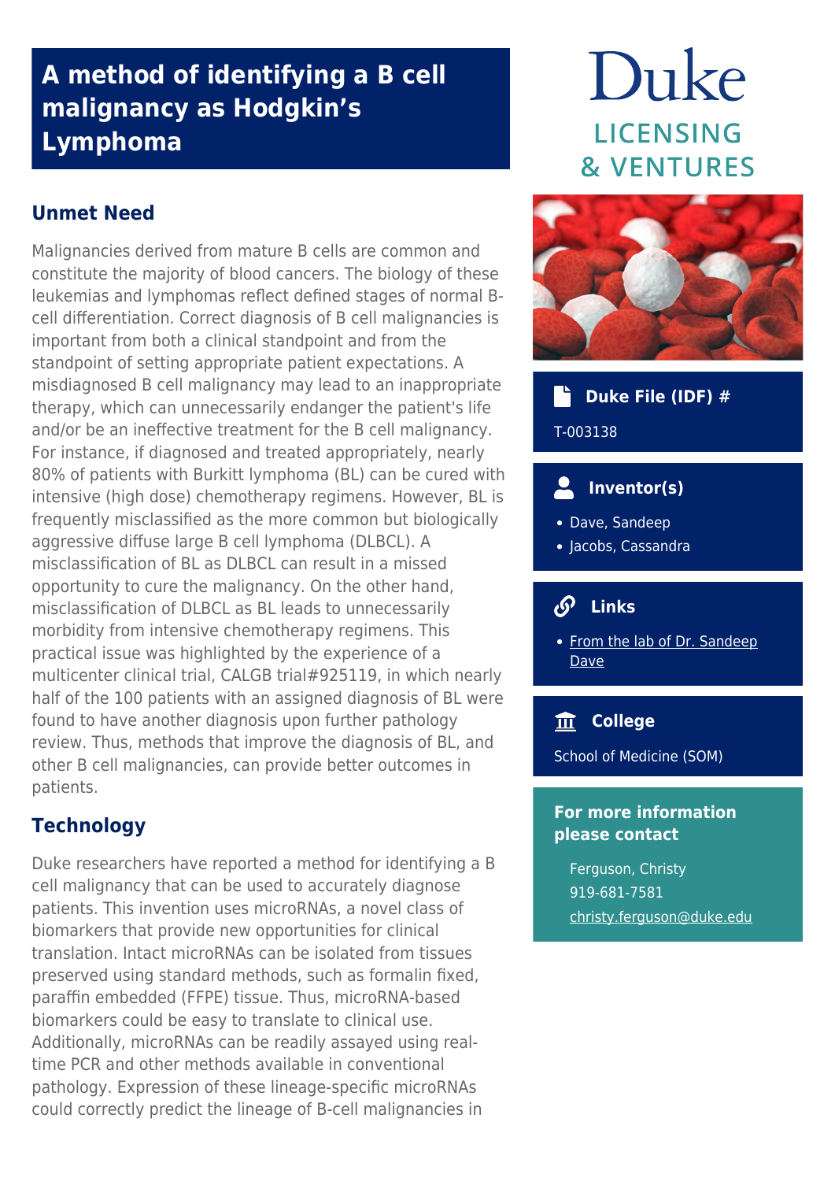# A method of identifying a B cell malignancy as Hodgkin's Lymphoma

## Unmet Need

Malignancies derived from mature B cells are common and constitute the majority of blood cancers. The biology of these leukemias and lymphomas reflect defined stages of normal B-cell differentiation. Correct diagnosis of B cell malignancies is important from both a clinical standpoint and from the standpoint of setting appropriate patient expectations. A misdiagnosed B cell malignancy may lead to an inappropriate therapy, which can unnecessarily endanger the patient's life and/or be an ineffective treatment for the B cell malignancy. For instance, if diagnosed and treated appropriately, nearly 80% of patients with Burkitt lymphoma (BL) can be cured with intensive (high dose) chemotherapy regimens. However, BL is frequently misclassified as the more common but biologically aggressive diffuse large B cell lymphoma (DLBCL). A misclassification of BL as DLBCL can result in a missed opportunity to cure the malignancy. On the other hand, misclassification of DLBCL as BL leads to unnecessarily morbidity from intensive chemotherapy regimens. This practical issue was highlighted by the experience of a multicenter clinical trial, CALGB trial#925119, in which nearly half of the 100 patients with an assigned diagnosis of BL were found to have another diagnosis upon further pathology review. Thus, methods that improve the diagnosis of BL, and other B cell malignancies, can provide better outcomes in patients.

## Technology

Duke researchers have reported a method for identifying a B cell malignancy that can be used to accurately diagnose patients. This invention uses microRNAs, a novel class of biomarkers that provide new opportunities for clinical translation. Intact microRNAs can be isolated from tissues preserved using standard methods, such as formalin fixed, paraffin embedded (FFPE) tissue. Thus, microRNA-based biomarkers could be easy to translate to clinical use. Additionally, microRNAs can be readily assayed using real-time PCR and other methods available in conventional pathology. Expression of these lineage-specific microRNAs could correctly predict the lineage of B-cell malignancies in

Duke LICENSING & VENTURES

### Duke File (IDF) #

T-003138

### Inventor(s)

- Dave, Sandeep
- Jacobs, Cassandra

### Links

- From the lab of Dr. Sandeep Dave

### College

School of Medicine (SOM)

### For more information please contact

Ferguson, Christy
919-681-7581
christy.ferguson@duke.edu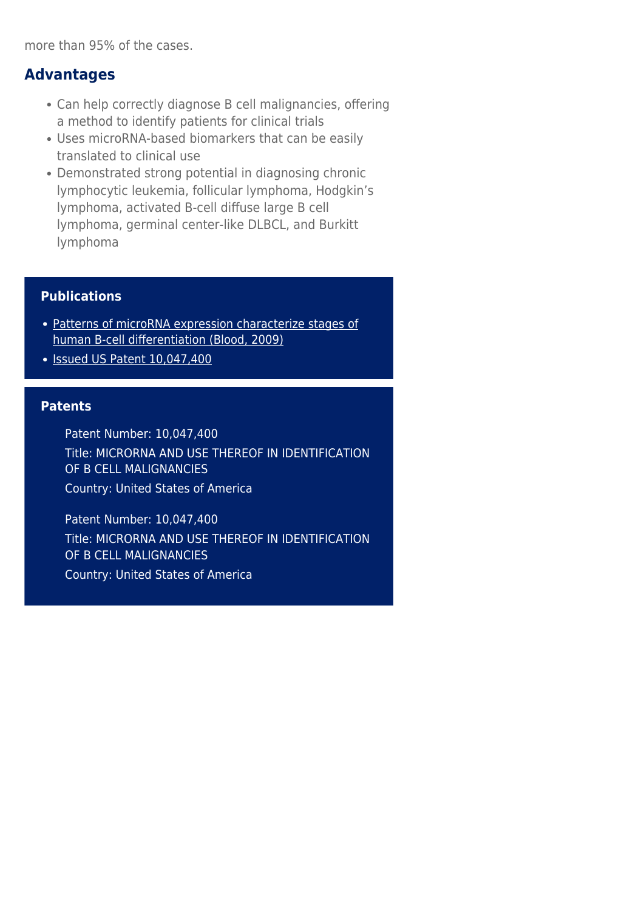more than 95% of the cases.

## Advantages

- Can help correctly diagnose B cell malignancies, offering a method to identify patients for clinical trials
- Uses microRNA-based biomarkers that can be easily translated to clinical use
- Demonstrated strong potential in diagnosing chronic lymphocytic leukemia, follicular lymphoma, Hodgkin's lymphoma, activated B-cell diffuse large B cell lymphoma, germinal center-like DLBCL, and Burkitt lymphoma

### Publications

- Patterns of microRNA expression characterize stages of human B-cell differentiation (Blood, 2009)
- Issued US Patent 10,047,400

### Patents

Patent Number: 10,047,400

Title: MICRORNA AND USE THEREOF IN IDENTIFICATION OF B CELL MALIGNANCIES

Country: United States of America

Patent Number: 10,047,400

Title: MICRORNA AND USE THEREOF IN IDENTIFICATION OF B CELL MALIGNANCIES

Country: United States of America